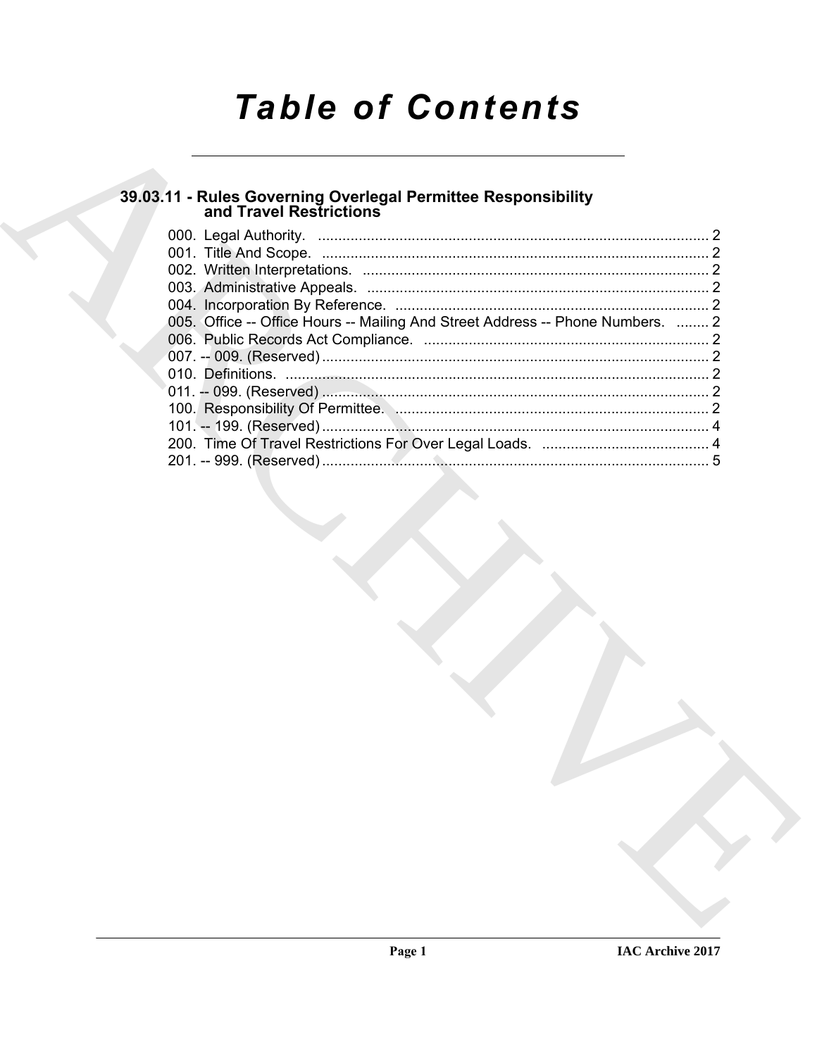# Table of Contents

## 39.03.11 - Rules Governing Overlegal Permittee Responsibility and Travel Restrictions

000. Legal Authority. ................................................................................................ 2
001. Title And Scope. ............................................................................................... 2
002. Written Interpretations. ..................................................................................... 2
003. Administrative Appeals. .................................................................................... 2
004. Incorporation By Reference. ............................................................................. 2
005. Office -- Office Hours -- Mailing And Street Address -- Phone Numbers. ........ 2
006. Public Records Act Compliance. ...................................................................... 2
007. -- 009. (Reserved) ............................................................................................... 2
010. Definitions. ........................................................................................................ 2
011. -- 099. (Reserved) ............................................................................................... 2
100. Responsibility Of Permittee. ............................................................................. 2
101. -- 199. (Reserved) ............................................................................................... 4
200. Time Of Travel Restrictions For Over Legal Loads. ......................................... 4
201. -- 999. (Reserved) ............................................................................................... 5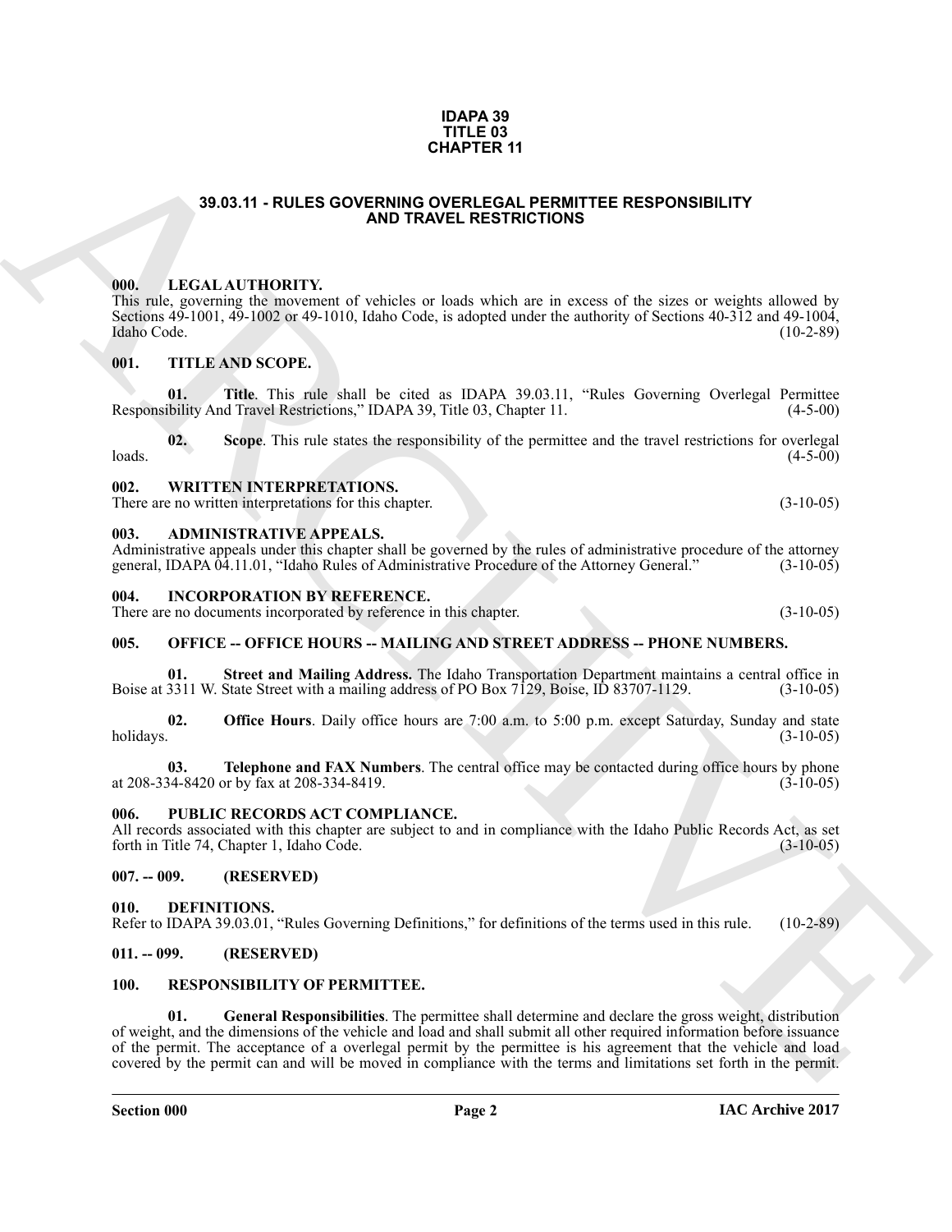# IDAPA 39
# TITLE 03
# CHAPTER 11

## 39.03.11 - RULES GOVERNING OVERLEGAL PERMITTEE RESPONSIBILITY AND TRAVEL RESTRICTIONS

### 000. LEGAL AUTHORITY.

This rule, governing the movement of vehicles or loads which are in excess of the sizes or weights allowed by Sections 49-1001, 49-1002 or 49-1010, Idaho Code, is adopted under the authority of Sections 40-312 and 49-1004, Idaho Code. (10-2-89)

### 001. TITLE AND SCOPE.

**01. Title**. This rule shall be cited as IDAPA 39.03.11, "Rules Governing Overlegal Permittee Responsibility And Travel Restrictions," IDAPA 39, Title 03, Chapter 11. (4-5-00)

**02. Scope**. This rule states the responsibility of the permittee and the travel restrictions for overlegal loads. (4-5-00)

### 002. WRITTEN INTERPRETATIONS.

There are no written interpretations for this chapter. (3-10-05)

### 003. ADMINISTRATIVE APPEALS.

Administrative appeals under this chapter shall be governed by the rules of administrative procedure of the attorney general, IDAPA 04.11.01, "Idaho Rules of Administrative Procedure of the Attorney General." (3-10-05)

### 004. INCORPORATION BY REFERENCE.

There are no documents incorporated by reference in this chapter. (3-10-05)

### 005. OFFICE -- OFFICE HOURS -- MAILING AND STREET ADDRESS -- PHONE NUMBERS.

**01. Street and Mailing Address.** The Idaho Transportation Department maintains a central office in Boise at 3311 W. State Street with a mailing address of PO Box 7129, Boise, ID 83707-1129. (3-10-05)

**02. Office Hours**. Daily office hours are 7:00 a.m. to 5:00 p.m. except Saturday, Sunday and state holidays. (3-10-05)

**03. Telephone and FAX Numbers**. The central office may be contacted during office hours by phone at 208-334-8420 or by fax at 208-334-8419. (3-10-05)

### 006. PUBLIC RECORDS ACT COMPLIANCE.

All records associated with this chapter are subject to and in compliance with the Idaho Public Records Act, as set forth in Title 74, Chapter 1, Idaho Code. (3-10-05)

### 007. -- 009. (RESERVED)

### 010. DEFINITIONS.

Refer to IDAPA 39.03.01, "Rules Governing Definitions," for definitions of the terms used in this rule. (10-2-89)

### 011. -- 099. (RESERVED)

### 100. RESPONSIBILITY OF PERMITTEE.

**01. General Responsibilities**. The permittee shall determine and declare the gross weight, distribution of weight, and the dimensions of the vehicle and load and shall submit all other required information before issuance of the permit. The acceptance of a overlegal permit by the permittee is his agreement that the vehicle and load covered by the permit can and will be moved in compliance with the terms and limitations set forth in the permit.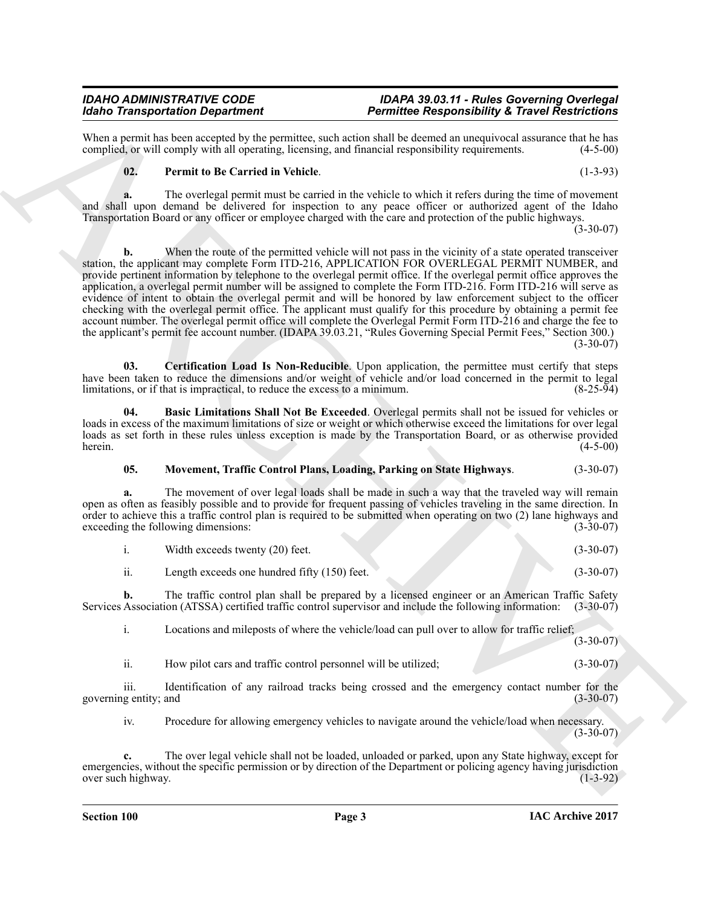When a permit has been accepted by the permittee, such action shall be deemed an unequivocal assurance that he has complied, or will comply with all operating, licensing, and financial responsibility requirements. (4-5-00)

**02. Permit to Be Carried in Vehicle**. (1-3-93)

**a.** The overlegal permit must be carried in the vehicle to which it refers during the time of movement and shall upon demand be delivered for inspection to any peace officer or authorized agent of the Idaho Transportation Board or any officer or employee charged with the care and protection of the public highways. (3-30-07)

**b.** When the route of the permitted vehicle will not pass in the vicinity of a state operated transceiver station, the applicant may complete Form ITD-216, APPLICATION FOR OVERLEGAL PERMIT NUMBER, and provide pertinent information by telephone to the overlegal permit office. If the overlegal permit office approves the application, a overlegal permit number will be assigned to complete the Form ITD-216. Form ITD-216 will serve as evidence of intent to obtain the overlegal permit and will be honored by law enforcement subject to the officer checking with the overlegal permit office. The applicant must qualify for this procedure by obtaining a permit fee account number. The overlegal permit office will complete the Overlegal Permit Form ITD-216 and charge the fee to the applicant's permit fee account number. (IDAPA 39.03.21, "Rules Governing Special Permit Fees," Section 300.) (3-30-07)

**03. Certification Load Is Non-Reducible**. Upon application, the permittee must certify that steps have been taken to reduce the dimensions and/or weight of vehicle and/or load concerned in the permit to legal limitations, or if that is impractical, to reduce the excess to a minimum. (8-25-94)

**04. Basic Limitations Shall Not Be Exceeded**. Overlegal permits shall not be issued for vehicles or loads in excess of the maximum limitations of size or weight or which otherwise exceed the limitations for over legal loads as set forth in these rules unless exception is made by the Transportation Board, or as otherwise provided herein. (4-5-00)

**05. Movement, Traffic Control Plans, Loading, Parking on State Highways**. (3-30-07)

**a.** The movement of over legal loads shall be made in such a way that the traveled way will remain open as often as feasibly possible and to provide for frequent passing of vehicles traveling in the same direction. In order to achieve this a traffic control plan is required to be submitted when operating on two (2) lane highways and exceeding the following dimensions: (3-30-07)

i. Width exceeds twenty (20) feet. (3-30-07)

ii. Length exceeds one hundred fifty (150) feet. (3-30-07)

**b.** The traffic control plan shall be prepared by a licensed engineer or an American Traffic Safety Services Association (ATSSA) certified traffic control supervisor and include the following information: (3-30-07)

i. Locations and mileposts of where the vehicle/load can pull over to allow for traffic relief; (3-30-07)

ii. How pilot cars and traffic control personnel will be utilized; (3-30-07)

iii. Identification of any railroad tracks being crossed and the emergency contact number for the governing entity; and (3-30-07)

iv. Procedure for allowing emergency vehicles to navigate around the vehicle/load when necessary. (3-30-07)

**c.** The over legal vehicle shall not be loaded, unloaded or parked, upon any State highway, except for emergencies, without the specific permission or by direction of the Department or policing agency having jurisdiction over such highway. (1-3-92)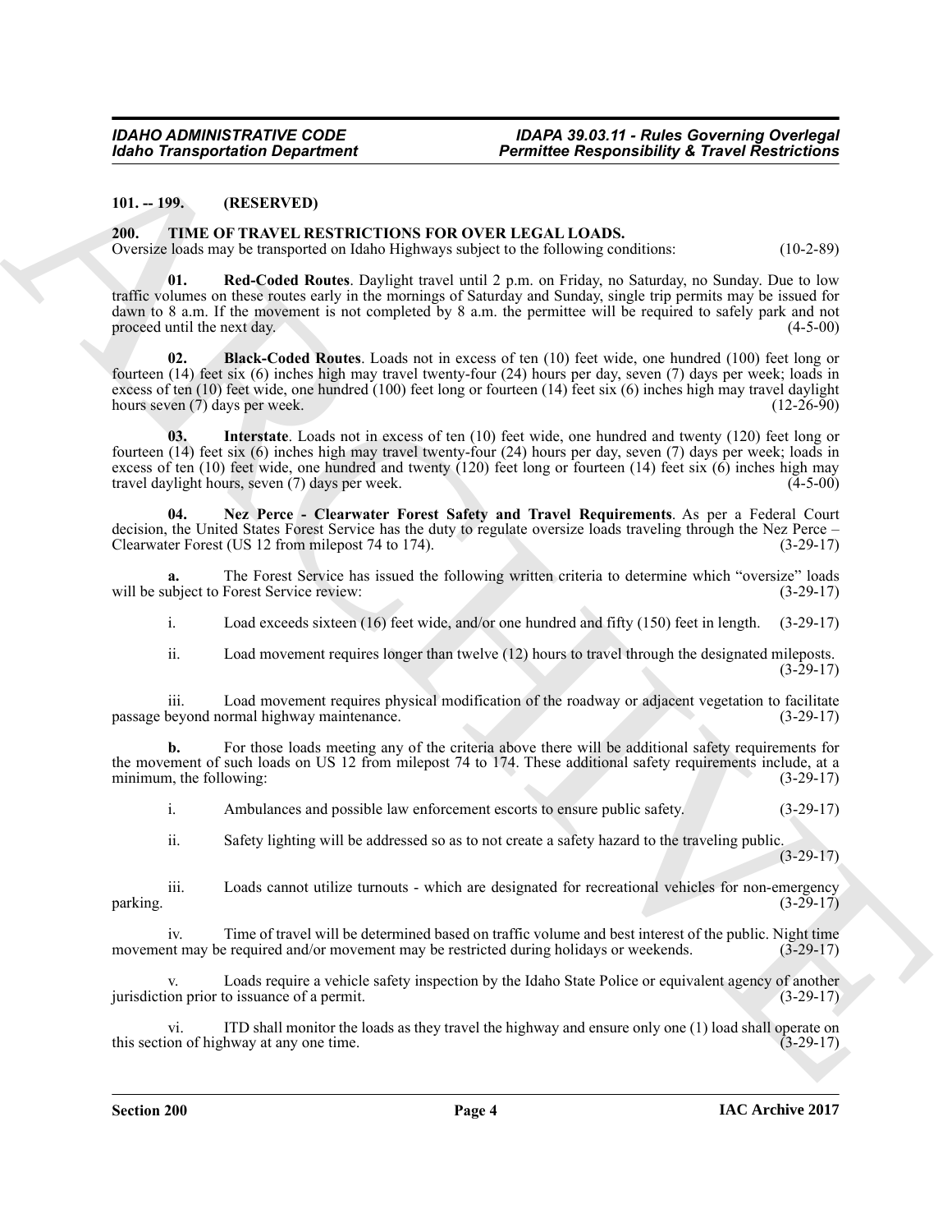**101. -- 199. (RESERVED)**

**200. TIME OF TRAVEL RESTRICTIONS FOR OVER LEGAL LOADS.**

Oversize loads may be transported on Idaho Highways subject to the following conditions: (10-2-89)

**01. Red-Coded Routes**. Daylight travel until 2 p.m. on Friday, no Saturday, no Sunday. Due to low traffic volumes on these routes early in the mornings of Saturday and Sunday, single trip permits may be issued for dawn to 8 a.m. If the movement is not completed by 8 a.m. the permittee will be required to safely park and not proceed until the next day. (4-5-00)

**02. Black-Coded Routes**. Loads not in excess of ten (10) feet wide, one hundred (100) feet long or fourteen (14) feet six (6) inches high may travel twenty-four (24) hours per day, seven (7) days per week; loads in excess of ten (10) feet wide, one hundred (100) feet long or fourteen (14) feet six (6) inches high may travel daylight hours seven (7) days per week. (12-26-90)

**03. Interstate**. Loads not in excess of ten (10) feet wide, one hundred and twenty (120) feet long or fourteen (14) feet six (6) inches high may travel twenty-four (24) hours per day, seven (7) days per week; loads in excess of ten (10) feet wide, one hundred and twenty (120) feet long or fourteen (14) feet six (6) inches high may travel daylight hours, seven (7) days per week. (4-5-00)

**04. Nez Perce - Clearwater Forest Safety and Travel Requirements**. As per a Federal Court decision, the United States Forest Service has the duty to regulate oversize loads traveling through the Nez Perce – Clearwater Forest (US 12 from milepost 74 to 174). (3-29-17)

**a.** The Forest Service has issued the following written criteria to determine which "oversize" loads will be subject to Forest Service review: (3-29-17)

i. Load exceeds sixteen (16) feet wide, and/or one hundred and fifty (150) feet in length. (3-29-17)

ii. Load movement requires longer than twelve (12) hours to travel through the designated mileposts. (3-29-17)

iii. Load movement requires physical modification of the roadway or adjacent vegetation to facilitate passage beyond normal highway maintenance. (3-29-17)

**b.** For those loads meeting any of the criteria above there will be additional safety requirements for the movement of such loads on US 12 from milepost 74 to 174. These additional safety requirements include, at a minimum, the following: (3-29-17)

i. Ambulances and possible law enforcement escorts to ensure public safety. (3-29-17)

ii. Safety lighting will be addressed so as to not create a safety hazard to the traveling public. (3-29-17)

iii. Loads cannot utilize turnouts - which are designated for recreational vehicles for non-emergency parking. (3-29-17)

iv. Time of travel will be determined based on traffic volume and best interest of the public. Night time movement may be required and/or movement may be restricted during holidays or weekends. (3-29-17)

v. Loads require a vehicle safety inspection by the Idaho State Police or equivalent agency of another jurisdiction prior to issuance of a permit. (3-29-17)

vi. ITD shall monitor the loads as they travel the highway and ensure only one (1) load shall operate on this section of highway at any one time. (3-29-17)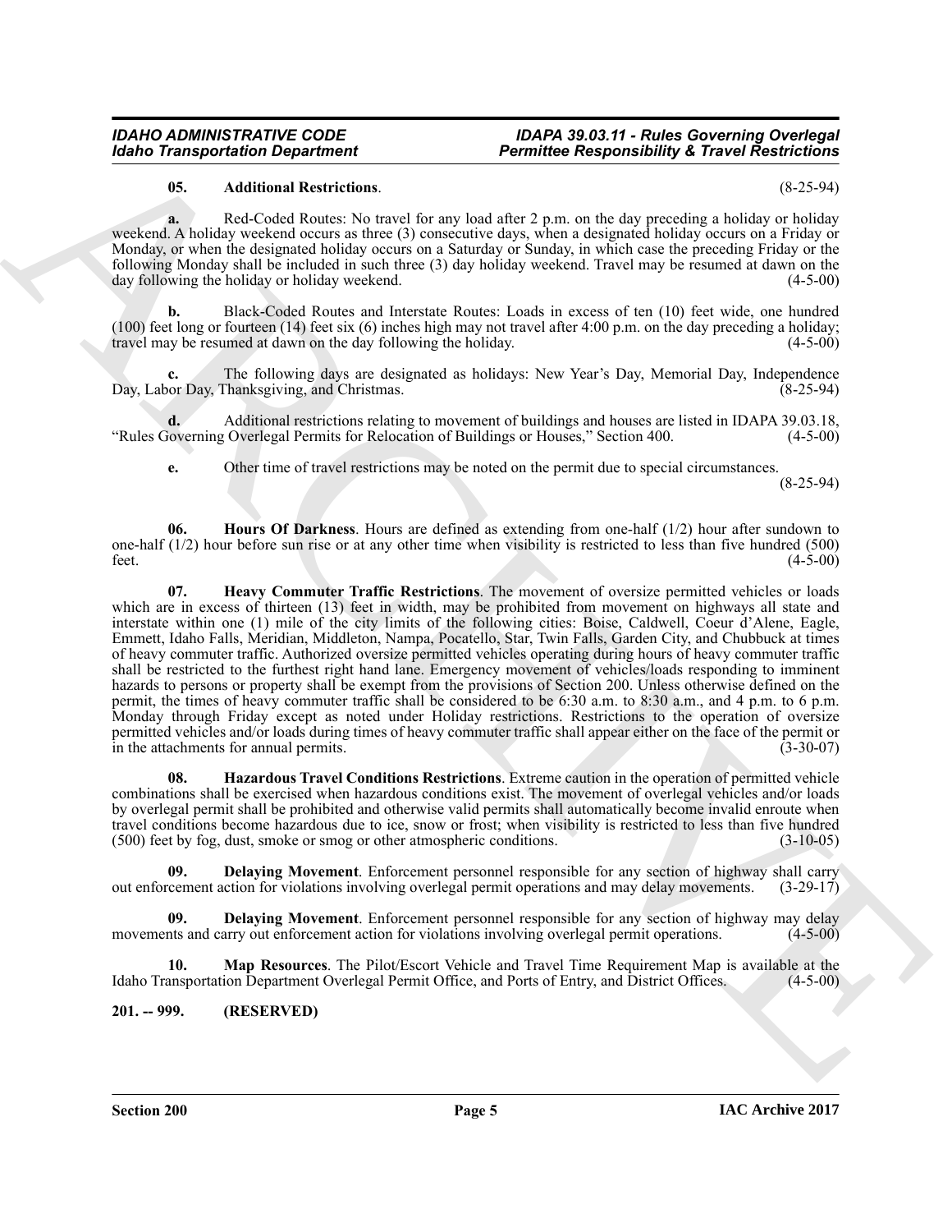**05. Additional Restrictions**. (8-25-94)

**a.** Red-Coded Routes: No travel for any load after 2 p.m. on the day preceding a holiday or holiday weekend. A holiday weekend occurs as three (3) consecutive days, when a designated holiday occurs on a Friday or Monday, or when the designated holiday occurs on a Saturday or Sunday, in which case the preceding Friday or the following Monday shall be included in such three (3) day holiday weekend. Travel may be resumed at dawn on the day following the holiday or holiday weekend. (4-5-00)

**b.** Black-Coded Routes and Interstate Routes: Loads in excess of ten (10) feet wide, one hundred (100) feet long or fourteen (14) feet six (6) inches high may not travel after 4:00 p.m. on the day preceding a holiday; travel may be resumed at dawn on the day following the holiday. (4-5-00)

**c.** The following days are designated as holidays: New Year's Day, Memorial Day, Independence Day, Labor Day, Thanksgiving, and Christmas. (8-25-94)

**d.** Additional restrictions relating to movement of buildings and houses are listed in IDAPA 39.03.18, "Rules Governing Overlegal Permits for Relocation of Buildings or Houses," Section 400. (4-5-00)

**e.** Other time of travel restrictions may be noted on the permit due to special circumstances. (8-25-94)

**06. Hours Of Darkness**. Hours are defined as extending from one-half (1/2) hour after sundown to one-half (1/2) hour before sun rise or at any other time when visibility is restricted to less than five hundred (500) feet. (4-5-00)

**07. Heavy Commuter Traffic Restrictions**. The movement of oversize permitted vehicles or loads which are in excess of thirteen (13) feet in width, may be prohibited from movement on highways all state and interstate within one (1) mile of the city limits of the following cities: Boise, Caldwell, Coeur d'Alene, Eagle, Emmett, Idaho Falls, Meridian, Middleton, Nampa, Pocatello, Star, Twin Falls, Garden City, and Chubbuck at times of heavy commuter traffic. Authorized oversize permitted vehicles operating during hours of heavy commuter traffic shall be restricted to the furthest right hand lane. Emergency movement of vehicles/loads responding to imminent hazards to persons or property shall be exempt from the provisions of Section 200. Unless otherwise defined on the permit, the times of heavy commuter traffic shall be considered to be 6:30 a.m. to 8:30 a.m., and 4 p.m. to 6 p.m. Monday through Friday except as noted under Holiday restrictions. Restrictions to the operation of oversize permitted vehicles and/or loads during times of heavy commuter traffic shall appear either on the face of the permit or in the attachments for annual permits. (3-30-07)

**08. Hazardous Travel Conditions Restrictions**. Extreme caution in the operation of permitted vehicle combinations shall be exercised when hazardous conditions exist. The movement of overlegal vehicles and/or loads by overlegal permit shall be prohibited and otherwise valid permits shall automatically become invalid enroute when travel conditions become hazardous due to ice, snow or frost; when visibility is restricted to less than five hundred (500) feet by fog, dust, smoke or smog or other atmospheric conditions. (3-10-05)

**09. Delaying Movement**. Enforcement personnel responsible for any section of highway shall carry out enforcement action for violations involving overlegal permit operations and may delay movements. (3-29-17)

**09. Delaying Movement**. Enforcement personnel responsible for any section of highway may delay movements and carry out enforcement action for violations involving overlegal permit operations. (4-5-00)

**10. Map Resources**. The Pilot/Escort Vehicle and Travel Time Requirement Map is available at the Idaho Transportation Department Overlegal Permit Office, and Ports of Entry, and District Offices. (4-5-00)

## 201. -- 999. (RESERVED)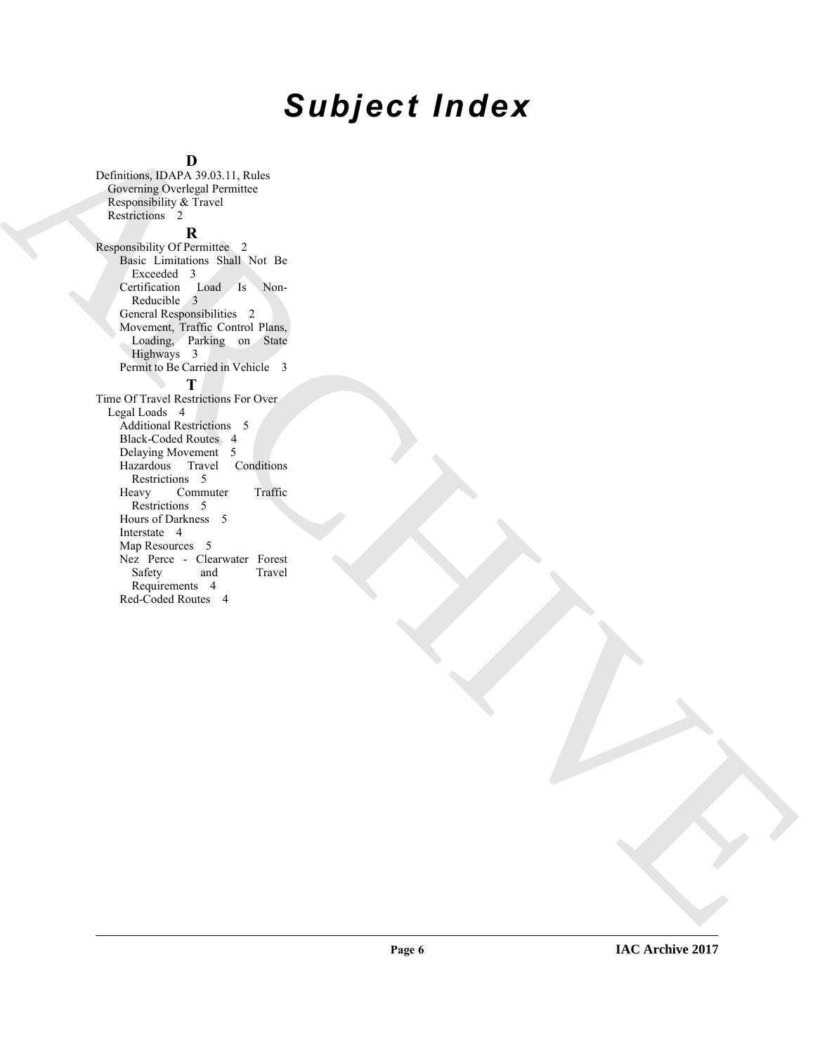# Subject Index

**D**

Definitions, IDAPA 39.03.11, Rules Governing Overlegal Permittee Responsibility & Travel Restrictions 2

**R**

Responsibility Of Permittee 2
- Basic Limitations Shall Not Be Exceeded 3
- Certification Load Is Non-Reducible 3
- General Responsibilities 2
- Movement, Traffic Control Plans, Loading, Parking on State Highways 3
- Permit to Be Carried in Vehicle 3

**T**

Time Of Travel Restrictions For Over Legal Loads 4
- Additional Restrictions 5
- Black-Coded Routes 4
- Delaying Movement 5
- Hazardous Travel Conditions Restrictions 5
- Heavy Commuter Traffic Restrictions 5
- Hours of Darkness 5
- Interstate 4
- Map Resources 5
- Nez Perce - Clearwater Forest Safety and Travel Requirements 4
- Red-Coded Routes 4